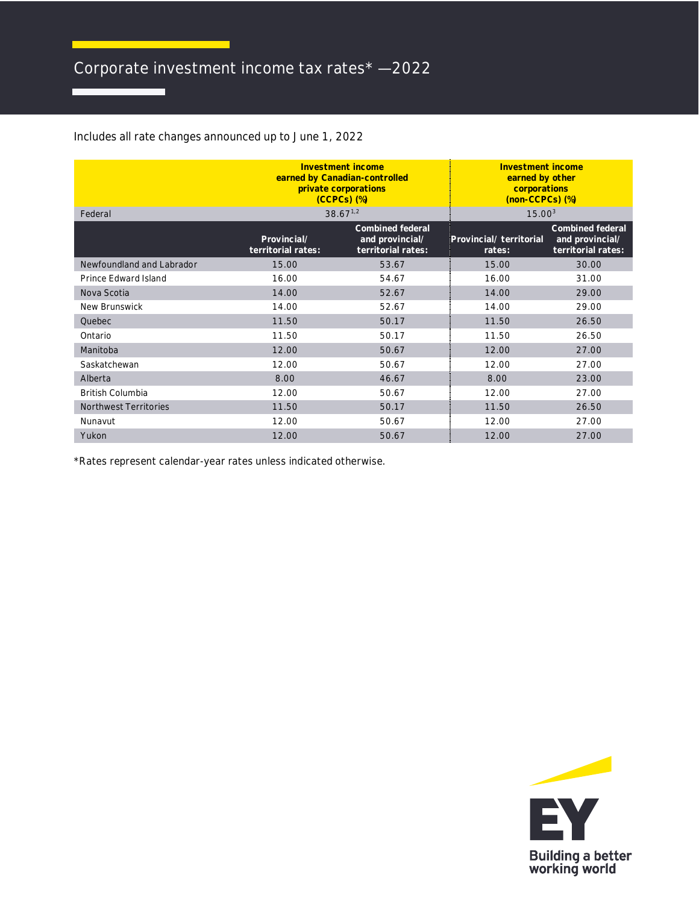# Corporate investment income tax rates* —2022

Includes all rate changes announced up to June 1, 2022

| | Investment income earned by Canadian-controlled private corporations (CCPCs) (%) | | Investment income earned by other corporations (non-CCPCs) (%) | |
|---|---|---|---|---|
| Federal | 38.67[1,2] | | 15.00[3] | |
| | Provincial/ territorial rates: | Combined federal and provincial/ territorial rates: | Provincial/ territorial rates: | Combined federal and provincial/ territorial rates: |
| Newfoundland and Labrador | 15.00 | 53.67 | 15.00 | 30.00 |
| Prince Edward Island | 16.00 | 54.67 | 16.00 | 31.00 |
| Nova Scotia | 14.00 | 52.67 | 14.00 | 29.00 |
| New Brunswick | 14.00 | 52.67 | 14.00 | 29.00 |
| Quebec | 11.50 | 50.17 | 11.50 | 26.50 |
| Ontario | 11.50 | 50.17 | 11.50 | 26.50 |
| Manitoba | 12.00 | 50.67 | 12.00 | 27.00 |
| Saskatchewan | 12.00 | 50.67 | 12.00 | 27.00 |
| Alberta | 8.00 | 46.67 | 8.00 | 23.00 |
| British Columbia | 12.00 | 50.67 | 12.00 | 27.00 |
| Northwest Territories | 11.50 | 50.17 | 11.50 | 26.50 |
| Nunavut | 12.00 | 50.67 | 12.00 | 27.00 |
| Yukon | 12.00 | 50.67 | 12.00 | 27.00 |

*Rates represent calendar-year rates unless indicated otherwise.

EY
Building a better working world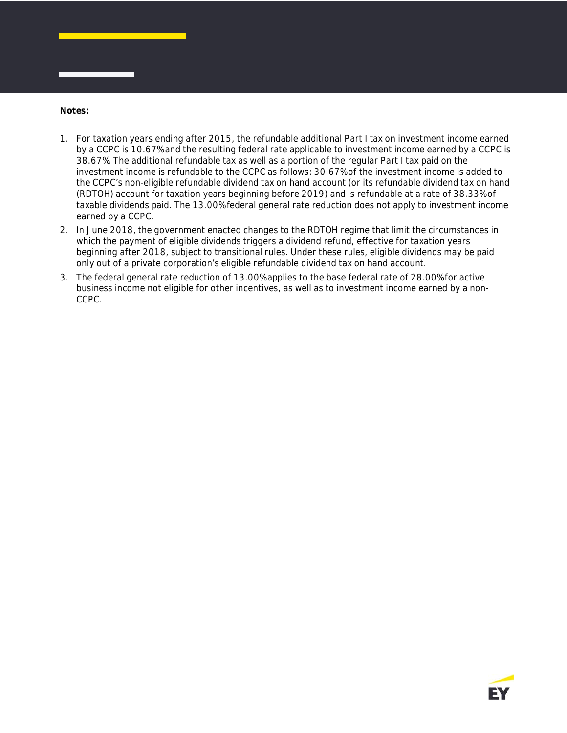**Notes:**

1. For taxation years ending after 2015, the refundable additional Part I tax on investment income earned by a CCPC is 10.67% and the resulting federal rate applicable to investment income earned by a CCPC is 38.67%. The additional refundable tax as well as a portion of the regular Part I tax paid on the investment income is refundable to the CCPC as follows: 30.67% of the investment income is added to the CCPC's non-eligible refundable dividend tax on hand account (or its refundable dividend tax on hand (RDTOH) account for taxation years beginning before 2019) and is refundable at a rate of 38.33% of taxable dividends paid. The 13.00% federal general rate reduction does not apply to investment income earned by a CCPC.
2. In June 2018, the government enacted changes to the RDTOH regime that limit the circumstances in which the payment of eligible dividends triggers a dividend refund, effective for taxation years beginning after 2018, subject to transitional rules. Under these rules, eligible dividends may be paid only out of a private corporation's eligible refundable dividend tax on hand account.
3. The federal general rate reduction of 13.00% applies to the base federal rate of 28.00% for active business income not eligible for other incentives, as well as to investment income earned by a non-CCPC.